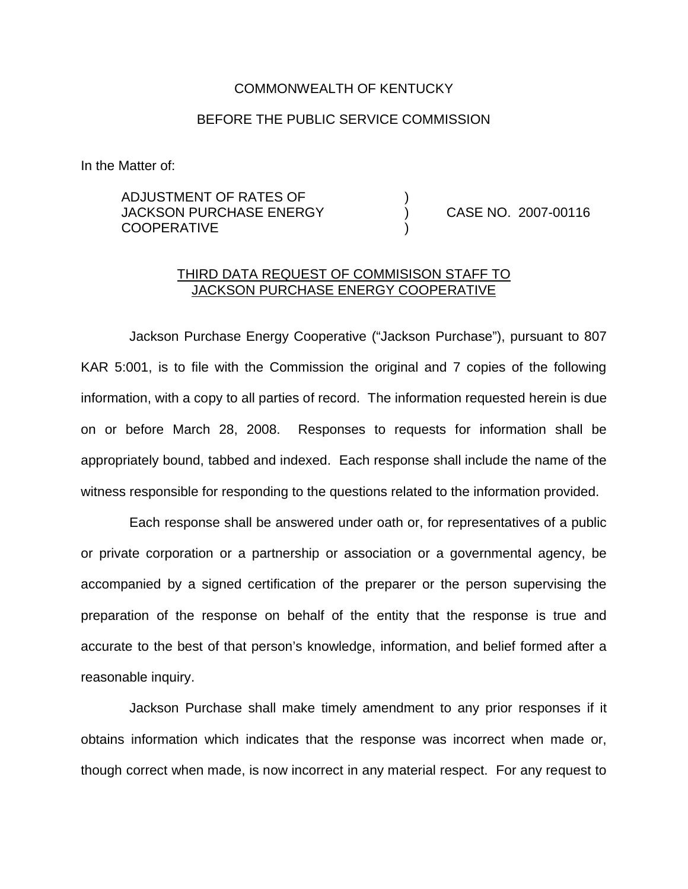COMMONWEALTH OF KENTUCKY

BEFORE THE PUBLIC SERVICE COMMISSION

In the Matter of:

| | | |
|---|---|---|
| ADJUSTMENT OF RATES OF JACKSON PURCHASE ENERGY COOPERATIVE | ) ) ) | CASE NO. 2007-00116 |

<u>THIRD DATA REQUEST OF COMMISISON STAFF TO JACKSON PURCHASE ENERGY COOPERATIVE</u>

Jackson Purchase Energy Cooperative ("Jackson Purchase"), pursuant to 807 KAR 5:001, is to file with the Commission the original and 7 copies of the following information, with a copy to all parties of record. The information requested herein is due on or before March 28, 2008. Responses to requests for information shall be appropriately bound, tabbed and indexed. Each response shall include the name of the witness responsible for responding to the questions related to the information provided.

Each response shall be answered under oath or, for representatives of a public or private corporation or a partnership or association or a governmental agency, be accompanied by a signed certification of the preparer or the person supervising the preparation of the response on behalf of the entity that the response is true and accurate to the best of that person's knowledge, information, and belief formed after a reasonable inquiry.

Jackson Purchase shall make timely amendment to any prior responses if it obtains information which indicates that the response was incorrect when made or, though correct when made, is now incorrect in any material respect. For any request to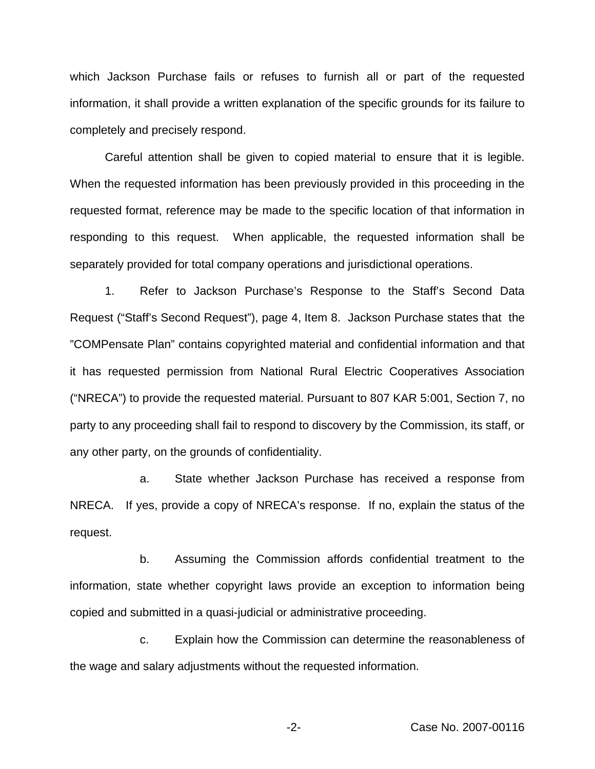which Jackson Purchase fails or refuses to furnish all or part of the requested information, it shall provide a written explanation of the specific grounds for its failure to completely and precisely respond.

Careful attention shall be given to copied material to ensure that it is legible. When the requested information has been previously provided in this proceeding in the requested format, reference may be made to the specific location of that information in responding to this request. When applicable, the requested information shall be separately provided for total company operations and jurisdictional operations.

1. Refer to Jackson Purchase's Response to the Staff's Second Data Request ("Staff's Second Request"), page 4, Item 8. Jackson Purchase states that the "COMPensate Plan" contains copyrighted material and confidential information and that it has requested permission from National Rural Electric Cooperatives Association ("NRECA") to provide the requested material. Pursuant to 807 KAR 5:001, Section 7, no party to any proceeding shall fail to respond to discovery by the Commission, its staff, or any other party, on the grounds of confidentiality.

   a. State whether Jackson Purchase has received a response from NRECA. If yes, provide a copy of NRECA's response. If no, explain the status of the request.

   b. Assuming the Commission affords confidential treatment to the information, state whether copyright laws provide an exception to information being copied and submitted in a quasi-judicial or administrative proceeding.

   c. Explain how the Commission can determine the reasonableness of the wage and salary adjustments without the requested information.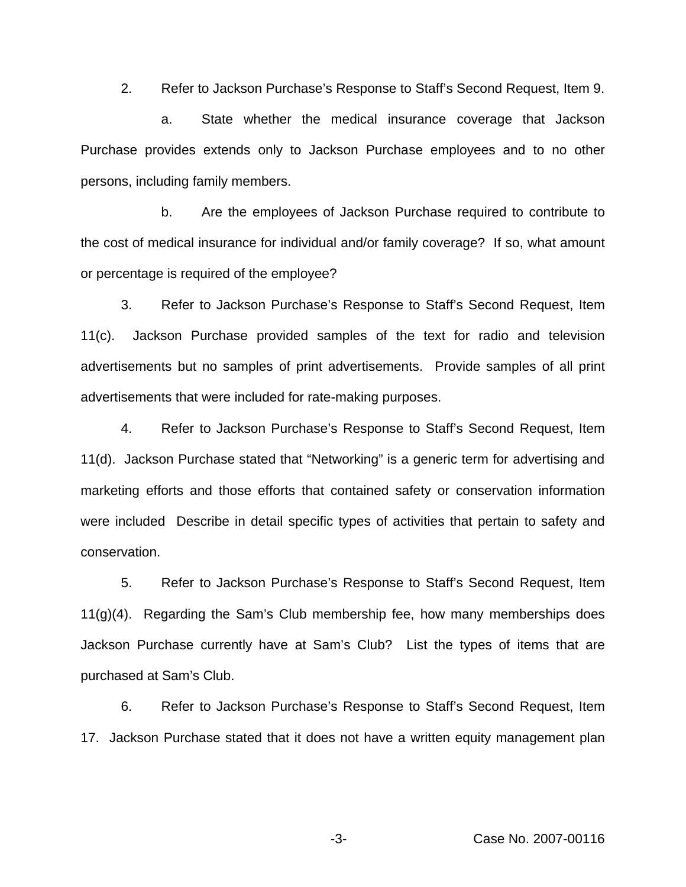2. Refer to Jackson Purchase's Response to Staff's Second Request, Item 9.

a. State whether the medical insurance coverage that Jackson Purchase provides extends only to Jackson Purchase employees and to no other persons, including family members.

b. Are the employees of Jackson Purchase required to contribute to the cost of medical insurance for individual and/or family coverage? If so, what amount or percentage is required of the employee?

3. Refer to Jackson Purchase's Response to Staff's Second Request, Item 11(c). Jackson Purchase provided samples of the text for radio and television advertisements but no samples of print advertisements. Provide samples of all print advertisements that were included for rate-making purposes.

4. Refer to Jackson Purchase's Response to Staff's Second Request, Item 11(d). Jackson Purchase stated that "Networking" is a generic term for advertising and marketing efforts and those efforts that contained safety or conservation information were included Describe in detail specific types of activities that pertain to safety and conservation.

5. Refer to Jackson Purchase's Response to Staff's Second Request, Item 11(g)(4). Regarding the Sam's Club membership fee, how many memberships does Jackson Purchase currently have at Sam's Club? List the types of items that are purchased at Sam's Club.

6. Refer to Jackson Purchase's Response to Staff's Second Request, Item 17. Jackson Purchase stated that it does not have a written equity management plan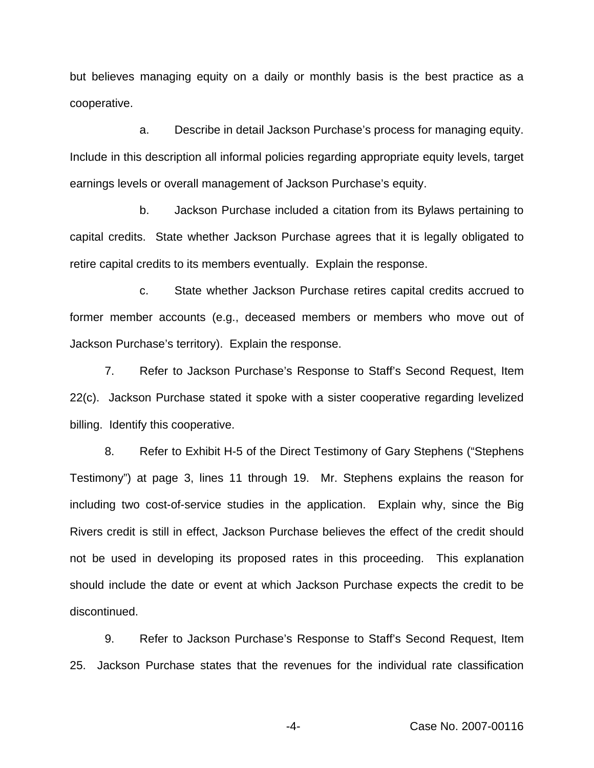but believes managing equity on a daily or monthly basis is the best practice as a cooperative.

a. Describe in detail Jackson Purchase's process for managing equity. Include in this description all informal policies regarding appropriate equity levels, target earnings levels or overall management of Jackson Purchase's equity.

b. Jackson Purchase included a citation from its Bylaws pertaining to capital credits. State whether Jackson Purchase agrees that it is legally obligated to retire capital credits to its members eventually. Explain the response.

c. State whether Jackson Purchase retires capital credits accrued to former member accounts (e.g., deceased members or members who move out of Jackson Purchase's territory). Explain the response.

7. Refer to Jackson Purchase's Response to Staff's Second Request, Item 22(c). Jackson Purchase stated it spoke with a sister cooperative regarding levelized billing. Identify this cooperative.

8. Refer to Exhibit H-5 of the Direct Testimony of Gary Stephens ("Stephens Testimony") at page 3, lines 11 through 19. Mr. Stephens explains the reason for including two cost-of-service studies in the application. Explain why, since the Big Rivers credit is still in effect, Jackson Purchase believes the effect of the credit should not be used in developing its proposed rates in this proceeding. This explanation should include the date or event at which Jackson Purchase expects the credit to be discontinued.

9. Refer to Jackson Purchase's Response to Staff's Second Request, Item 25. Jackson Purchase states that the revenues for the individual rate classification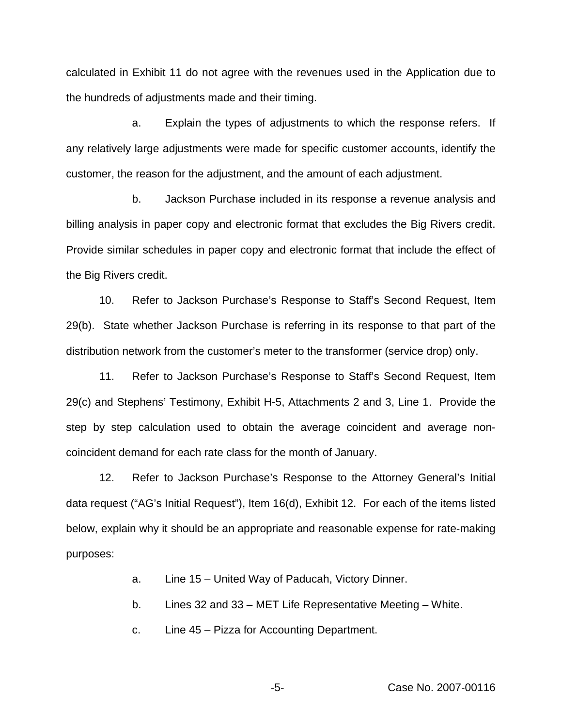calculated in Exhibit 11 do not agree with the revenues used in the Application due to the hundreds of adjustments made and their timing.

a. Explain the types of adjustments to which the response refers. If any relatively large adjustments were made for specific customer accounts, identify the customer, the reason for the adjustment, and the amount of each adjustment.

b. Jackson Purchase included in its response a revenue analysis and billing analysis in paper copy and electronic format that excludes the Big Rivers credit. Provide similar schedules in paper copy and electronic format that include the effect of the Big Rivers credit.

10. Refer to Jackson Purchase's Response to Staff's Second Request, Item 29(b). State whether Jackson Purchase is referring in its response to that part of the distribution network from the customer's meter to the transformer (service drop) only.

11. Refer to Jackson Purchase's Response to Staff's Second Request, Item 29(c) and Stephens' Testimony, Exhibit H-5, Attachments 2 and 3, Line 1. Provide the step by step calculation used to obtain the average coincident and average non-coincident demand for each rate class for the month of January.

12. Refer to Jackson Purchase's Response to the Attorney General's Initial data request ("AG's Initial Request"), Item 16(d), Exhibit 12. For each of the items listed below, explain why it should be an appropriate and reasonable expense for rate-making purposes:

a. Line 15 – United Way of Paducah, Victory Dinner.

b. Lines 32 and 33 – MET Life Representative Meeting – White.

c. Line 45 – Pizza for Accounting Department.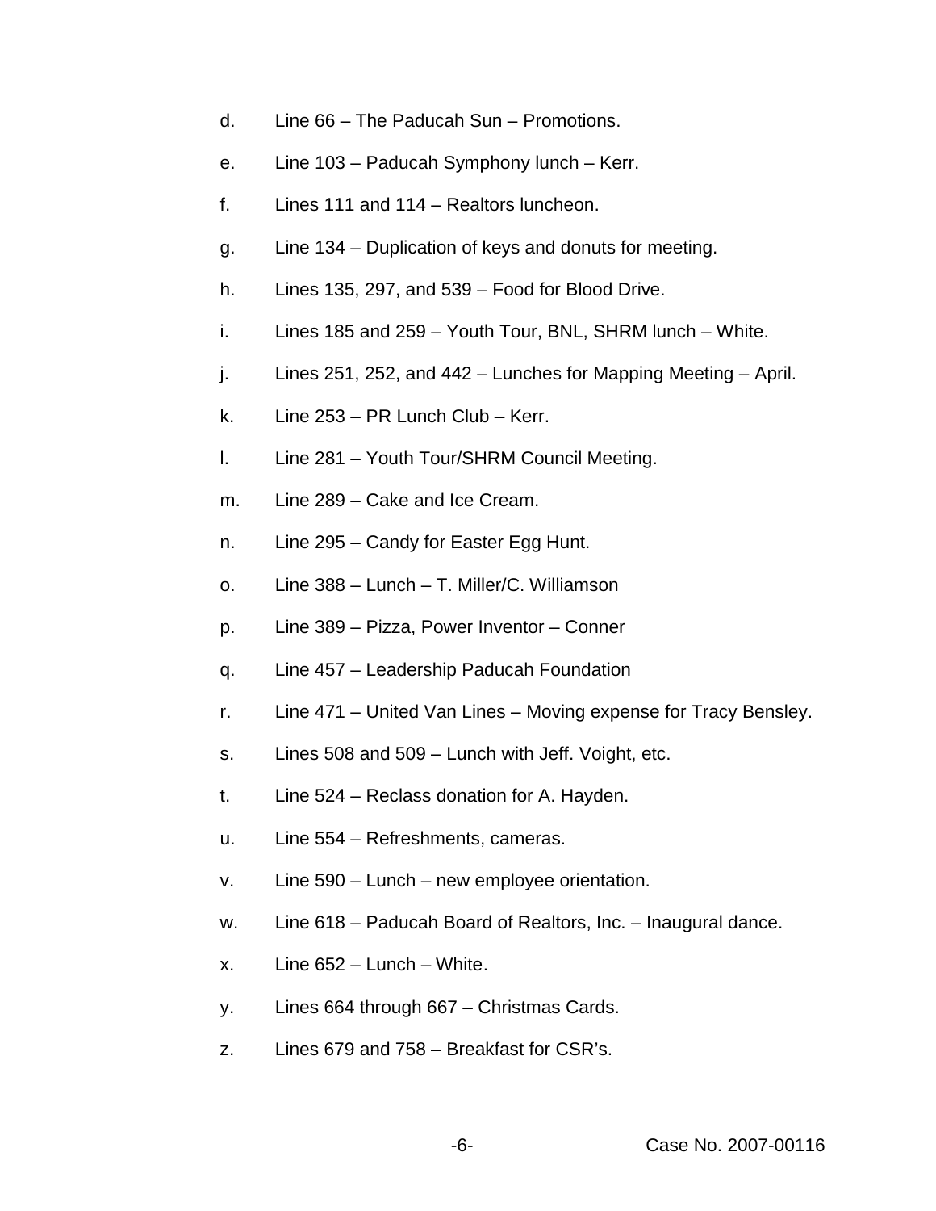d. Line 66 – The Paducah Sun – Promotions.

e. Line 103 – Paducah Symphony lunch – Kerr.

f. Lines 111 and 114 – Realtors luncheon.

g. Line 134 – Duplication of keys and donuts for meeting.

h. Lines 135, 297, and 539 – Food for Blood Drive.

i. Lines 185 and 259 – Youth Tour, BNL, SHRM lunch – White.

j. Lines 251, 252, and 442 – Lunches for Mapping Meeting – April.

k. Line 253 – PR Lunch Club – Kerr.

l. Line 281 – Youth Tour/SHRM Council Meeting.

m. Line 289 – Cake and Ice Cream.

n. Line 295 – Candy for Easter Egg Hunt.

o. Line 388 – Lunch – T. Miller/C. Williamson

p. Line 389 – Pizza, Power Inventor – Conner

q. Line 457 – Leadership Paducah Foundation

r. Line 471 – United Van Lines – Moving expense for Tracy Bensley.

s. Lines 508 and 509 – Lunch with Jeff. Voight, etc.

t. Line 524 – Reclass donation for A. Hayden.

u. Line 554 – Refreshments, cameras.

v. Line 590 – Lunch – new employee orientation.

w. Line 618 – Paducah Board of Realtors, Inc. – Inaugural dance.

x. Line 652 – Lunch – White.

y. Lines 664 through 667 – Christmas Cards.

z. Lines 679 and 758 – Breakfast for CSR's.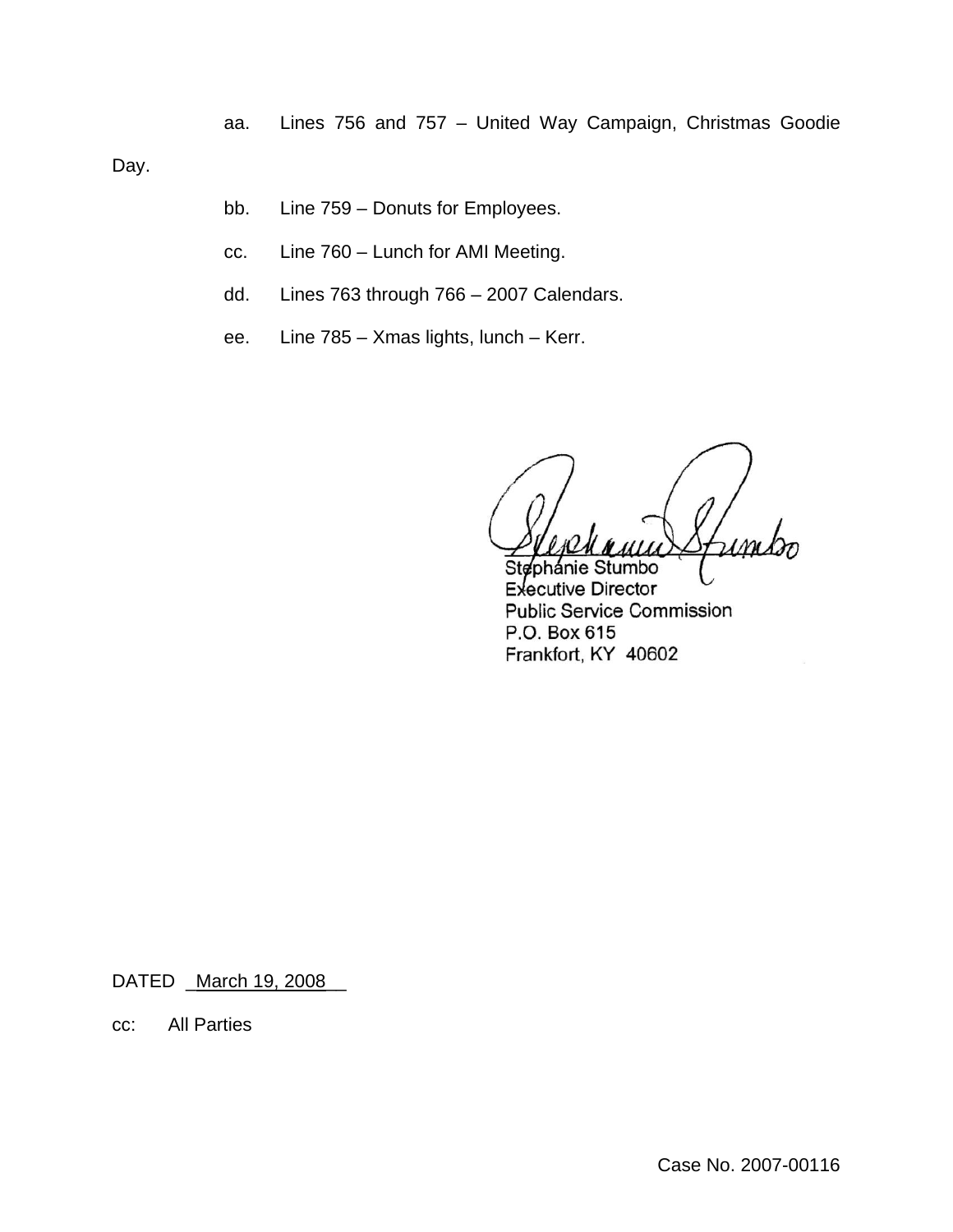aa. Lines 756 and 757 – United Way Campaign, Christmas Goodie Day.

bb. Line 759 – Donuts for Employees.

cc. Line 760 – Lunch for AMI Meeting.

dd. Lines 763 through 766 – 2007 Calendars.

ee. Line 785 – Xmas lights, lunch – Kerr.

Stephanie Stumbo
Executive Director
Public Service Commission
P.O. Box 615
Frankfort, KY 40602

DATED March 19, 2008

cc: All Parties

Case No. 2007-00116